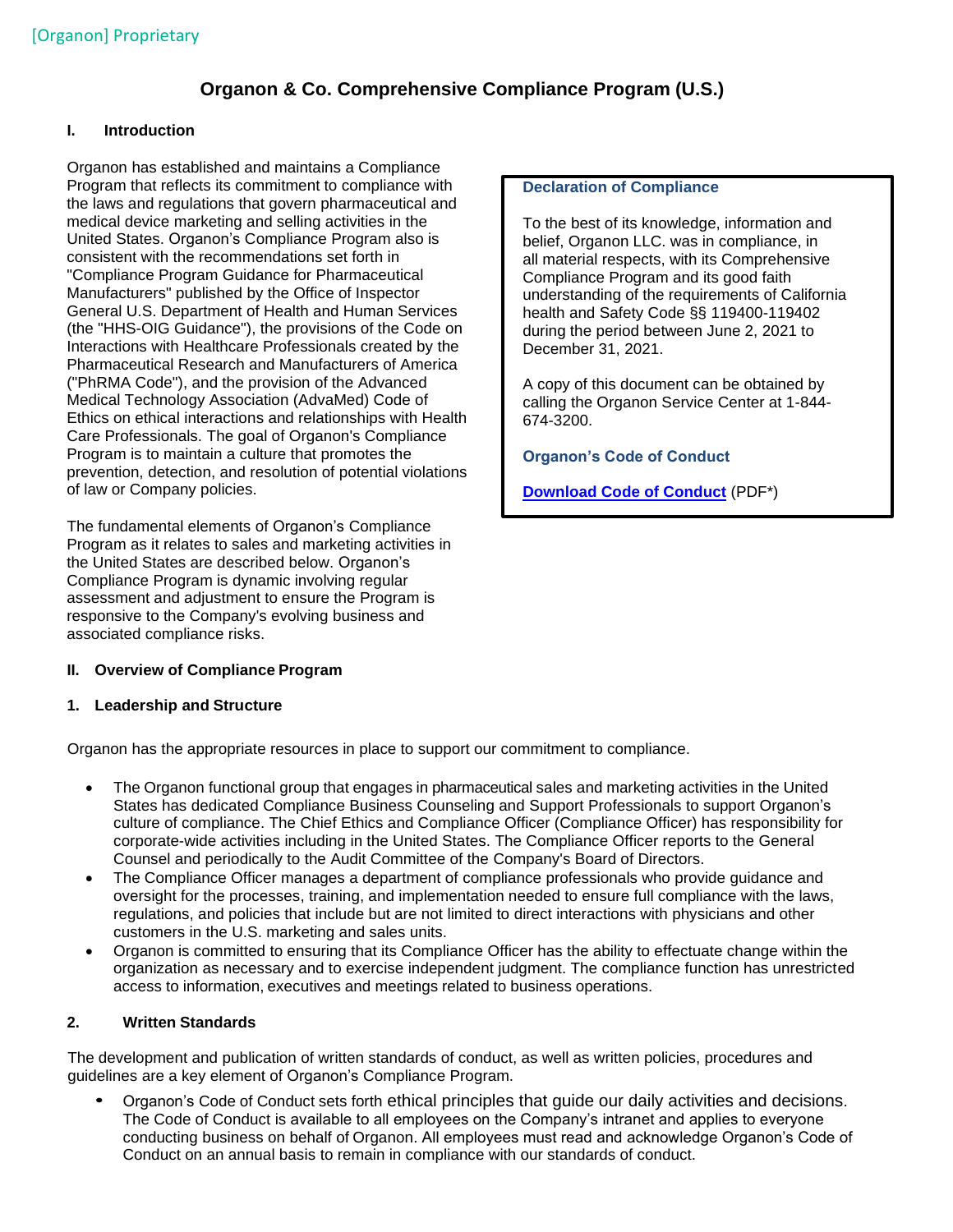[Organon] Proprietary

# Organon & Co. Comprehensive Compliance Program (U.S.)

## I. Introduction

Organon has established and maintains a Compliance Program that reflects its commitment to compliance with the laws and regulations that govern pharmaceutical and medical device marketing and selling activities in the United States. Organon's Compliance Program also is consistent with the recommendations set forth in "Compliance Program Guidance for Pharmaceutical Manufacturers" published by the Office of Inspector General U.S. Department of Health and Human Services (the "HHS-OIG Guidance"), the provisions of the Code on Interactions with Healthcare Professionals created by the Pharmaceutical Research and Manufacturers of America ("PhRMA Code"), and the provision of the Advanced Medical Technology Association (AdvaMed) Code of Ethics on ethical interactions and relationships with Health Care Professionals. The goal of Organon's Compliance Program is to maintain a culture that promotes the prevention, detection, and resolution of potential violations of law or Company policies.

The fundamental elements of Organon's Compliance Program as it relates to sales and marketing activities in the United States are described below. Organon's Compliance Program is dynamic involving regular assessment and adjustment to ensure the Program is responsive to the Company's evolving business and associated compliance risks.

> **Declaration of Compliance**
>
> To the best of its knowledge, information and belief, Organon LLC. was in compliance, in all material respects, with its Comprehensive Compliance Program and its good faith understanding of the requirements of California health and Safety Code §§ 119400-119402 during the period between June 2, 2021 to December 31, 2021.
>
> A copy of this document can be obtained by calling the Organon Service Center at 1-844-674-3200.
>
> **Organon's Code of Conduct**
>
> **Download Code of Conduct** (PDF*)

## II. Overview of Compliance Program

### 1. Leadership and Structure

Organon has the appropriate resources in place to support our commitment to compliance.

- The Organon functional group that engages in pharmaceutical sales and marketing activities in the United States has dedicated Compliance Business Counseling and Support Professionals to support Organon's culture of compliance. The Chief Ethics and Compliance Officer (Compliance Officer) has responsibility for corporate-wide activities including in the United States. The Compliance Officer reports to the General Counsel and periodically to the Audit Committee of the Company's Board of Directors.
- The Compliance Officer manages a department of compliance professionals who provide guidance and oversight for the processes, training, and implementation needed to ensure full compliance with the laws, regulations, and policies that include but are not limited to direct interactions with physicians and other customers in the U.S. marketing and sales units.
- Organon is committed to ensuring that its Compliance Officer has the ability to effectuate change within the organization as necessary and to exercise independent judgment. The compliance function has unrestricted access to information, executives and meetings related to business operations.

### 2. Written Standards

The development and publication of written standards of conduct, as well as written policies, procedures and guidelines are a key element of Organon's Compliance Program.

- Organon's Code of Conduct sets forth ethical principles that guide our daily activities and decisions. The Code of Conduct is available to all employees on the Company's intranet and applies to everyone conducting business on behalf of Organon. All employees must read and acknowledge Organon's Code of Conduct on an annual basis to remain in compliance with our standards of conduct.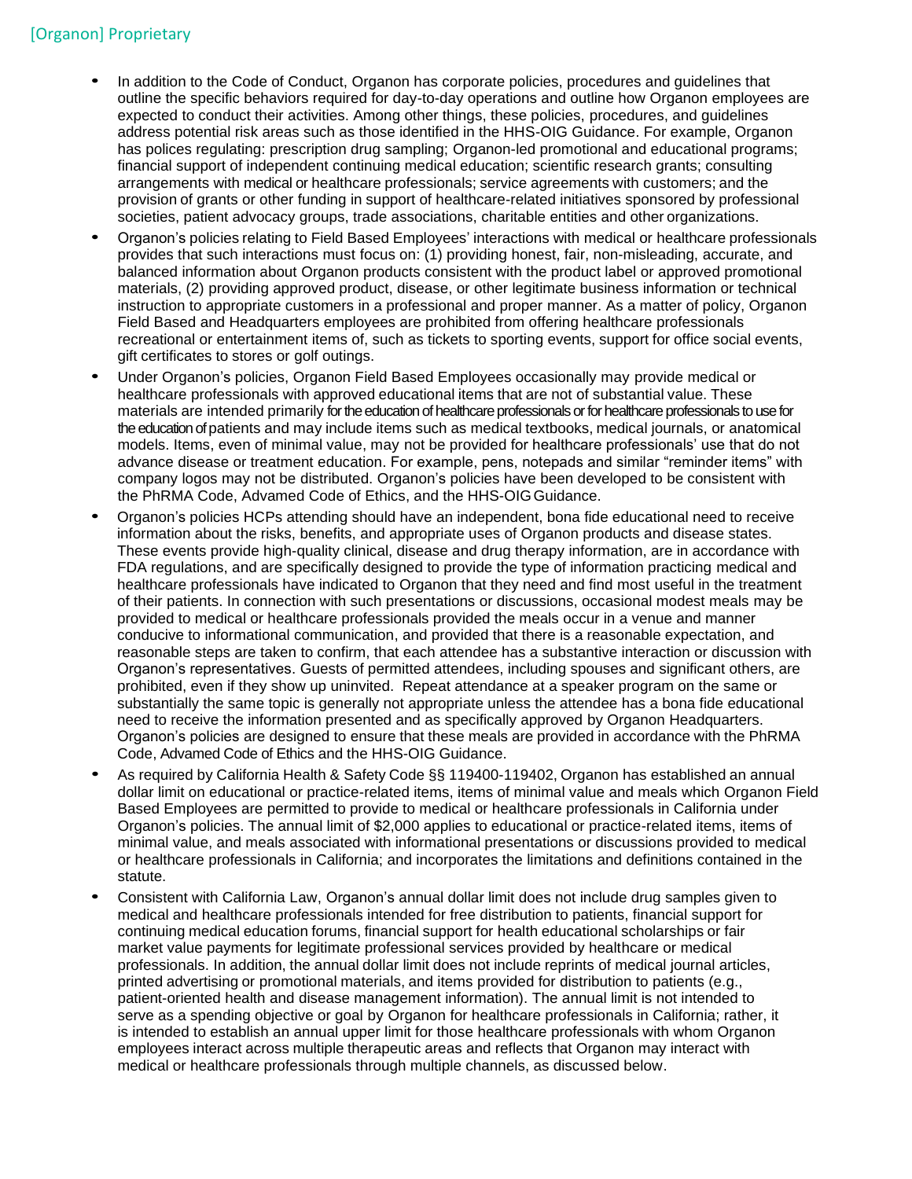- In addition to the Code of Conduct, Organon has corporate policies, procedures and guidelines that outline the specific behaviors required for day-to-day operations and outline how Organon employees are expected to conduct their activities. Among other things, these policies, procedures, and guidelines address potential risk areas such as those identified in the HHS-OIG Guidance. For example, Organon has polices regulating: prescription drug sampling; Organon-led promotional and educational programs; financial support of independent continuing medical education; scientific research grants; consulting arrangements with medical or healthcare professionals; service agreements with customers; and the provision of grants or other funding in support of healthcare-related initiatives sponsored by professional societies, patient advocacy groups, trade associations, charitable entities and other organizations.
- Organon's policies relating to Field Based Employees' interactions with medical or healthcare professionals provides that such interactions must focus on: (1) providing honest, fair, non-misleading, accurate, and balanced information about Organon products consistent with the product label or approved promotional materials, (2) providing approved product, disease, or other legitimate business information or technical instruction to appropriate customers in a professional and proper manner. As a matter of policy, Organon Field Based and Headquarters employees are prohibited from offering healthcare professionals recreational or entertainment items of, such as tickets to sporting events, support for office social events, gift certificates to stores or golf outings.
- Under Organon's policies, Organon Field Based Employees occasionally may provide medical or healthcare professionals with approved educational items that are not of substantial value. These materials are intended primarily for the education of healthcare professionals or for healthcare professionals to use for the education of patients and may include items such as medical textbooks, medical journals, or anatomical models. Items, even of minimal value, may not be provided for healthcare professionals' use that do not advance disease or treatment education. For example, pens, notepads and similar "reminder items" with company logos may not be distributed. Organon's policies have been developed to be consistent with the PhRMA Code, Advamed Code of Ethics, and the HHS-OIG Guidance.
- Organon's policies HCPs attending should have an independent, bona fide educational need to receive information about the risks, benefits, and appropriate uses of Organon products and disease states. These events provide high-quality clinical, disease and drug therapy information, are in accordance with FDA regulations, and are specifically designed to provide the type of information practicing medical and healthcare professionals have indicated to Organon that they need and find most useful in the treatment of their patients. In connection with such presentations or discussions, occasional modest meals may be provided to medical or healthcare professionals provided the meals occur in a venue and manner conducive to informational communication, and provided that there is a reasonable expectation, and reasonable steps are taken to confirm, that each attendee has a substantive interaction or discussion with Organon's representatives. Guests of permitted attendees, including spouses and significant others, are prohibited, even if they show up uninvited. Repeat attendance at a speaker program on the same or substantially the same topic is generally not appropriate unless the attendee has a bona fide educational need to receive the information presented and as specifically approved by Organon Headquarters. Organon's policies are designed to ensure that these meals are provided in accordance with the PhRMA Code, Advamed Code of Ethics and the HHS-OIG Guidance.
- As required by California Health & Safety Code §§ 119400-119402, Organon has established an annual dollar limit on educational or practice-related items, items of minimal value and meals which Organon Field Based Employees are permitted to provide to medical or healthcare professionals in California under Organon's policies. The annual limit of $2,000 applies to educational or practice-related items, items of minimal value, and meals associated with informational presentations or discussions provided to medical or healthcare professionals in California; and incorporates the limitations and definitions contained in the statute.
- Consistent with California Law, Organon's annual dollar limit does not include drug samples given to medical and healthcare professionals intended for free distribution to patients, financial support for continuing medical education forums, financial support for health educational scholarships or fair market value payments for legitimate professional services provided by healthcare or medical professionals. In addition, the annual dollar limit does not include reprints of medical journal articles, printed advertising or promotional materials, and items provided for distribution to patients (e.g., patient-oriented health and disease management information). The annual limit is not intended to serve as a spending objective or goal by Organon for healthcare professionals in California; rather, it is intended to establish an annual upper limit for those healthcare professionals with whom Organon employees interact across multiple therapeutic areas and reflects that Organon may interact with medical or healthcare professionals through multiple channels, as discussed below.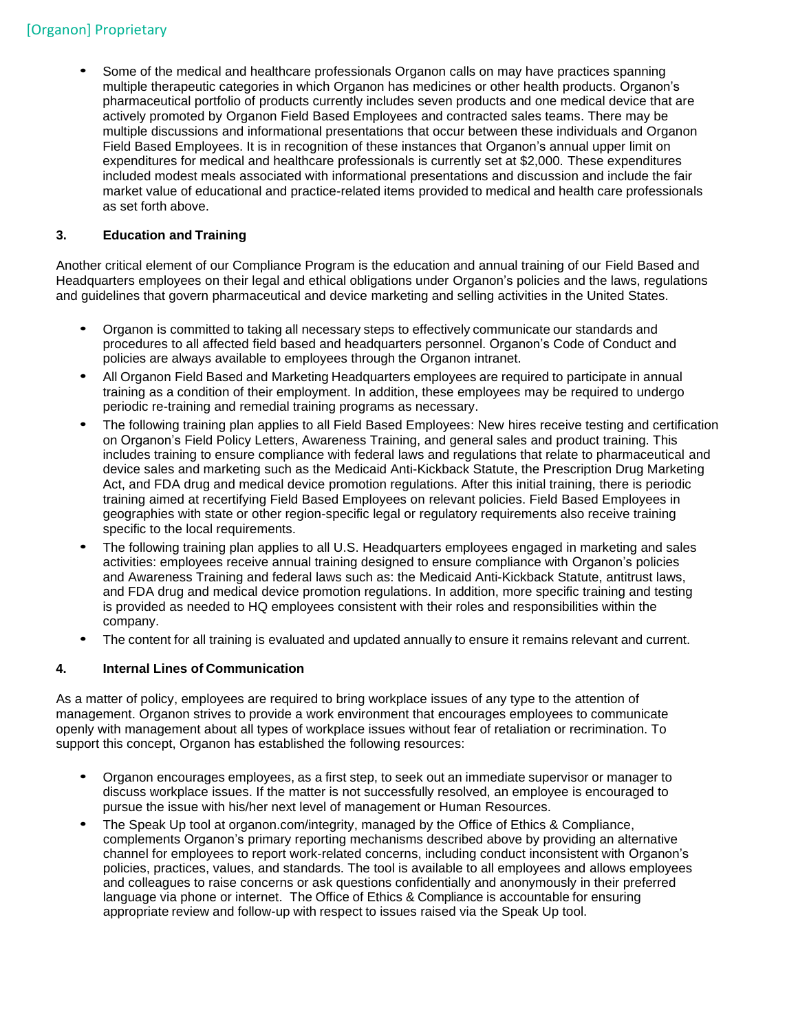- Some of the medical and healthcare professionals Organon calls on may have practices spanning multiple therapeutic categories in which Organon has medicines or other health products. Organon's pharmaceutical portfolio of products currently includes seven products and one medical device that are actively promoted by Organon Field Based Employees and contracted sales teams. There may be multiple discussions and informational presentations that occur between these individuals and Organon Field Based Employees. It is in recognition of these instances that Organon's annual upper limit on expenditures for medical and healthcare professionals is currently set at $2,000. These expenditures included modest meals associated with informational presentations and discussion and include the fair market value of educational and practice-related items provided to medical and health care professionals as set forth above.

**3. Education and Training**

Another critical element of our Compliance Program is the education and annual training of our Field Based and Headquarters employees on their legal and ethical obligations under Organon's policies and the laws, regulations and guidelines that govern pharmaceutical and device marketing and selling activities in the United States.

- Organon is committed to taking all necessary steps to effectively communicate our standards and procedures to all affected field based and headquarters personnel. Organon's Code of Conduct and policies are always available to employees through the Organon intranet.
- All Organon Field Based and Marketing Headquarters employees are required to participate in annual training as a condition of their employment. In addition, these employees may be required to undergo periodic re-training and remedial training programs as necessary.
- The following training plan applies to all Field Based Employees: New hires receive testing and certification on Organon's Field Policy Letters, Awareness Training, and general sales and product training. This includes training to ensure compliance with federal laws and regulations that relate to pharmaceutical and device sales and marketing such as the Medicaid Anti-Kickback Statute, the Prescription Drug Marketing Act, and FDA drug and medical device promotion regulations. After this initial training, there is periodic training aimed at recertifying Field Based Employees on relevant policies. Field Based Employees in geographies with state or other region-specific legal or regulatory requirements also receive training specific to the local requirements.
- The following training plan applies to all U.S. Headquarters employees engaged in marketing and sales activities: employees receive annual training designed to ensure compliance with Organon's policies and Awareness Training and federal laws such as: the Medicaid Anti-Kickback Statute, antitrust laws, and FDA drug and medical device promotion regulations. In addition, more specific training and testing is provided as needed to HQ employees consistent with their roles and responsibilities within the company.
- The content for all training is evaluated and updated annually to ensure it remains relevant and current.

**4. Internal Lines of Communication**

As a matter of policy, employees are required to bring workplace issues of any type to the attention of management. Organon strives to provide a work environment that encourages employees to communicate openly with management about all types of workplace issues without fear of retaliation or recrimination. To support this concept, Organon has established the following resources:

- Organon encourages employees, as a first step, to seek out an immediate supervisor or manager to discuss workplace issues. If the matter is not successfully resolved, an employee is encouraged to pursue the issue with his/her next level of management or Human Resources.
- The Speak Up tool at organon.com/integrity, managed by the Office of Ethics & Compliance, complements Organon's primary reporting mechanisms described above by providing an alternative channel for employees to report work-related concerns, including conduct inconsistent with Organon's policies, practices, values, and standards. The tool is available to all employees and allows employees and colleagues to raise concerns or ask questions confidentially and anonymously in their preferred language via phone or internet. The Office of Ethics & Compliance is accountable for ensuring appropriate review and follow-up with respect to issues raised via the Speak Up tool.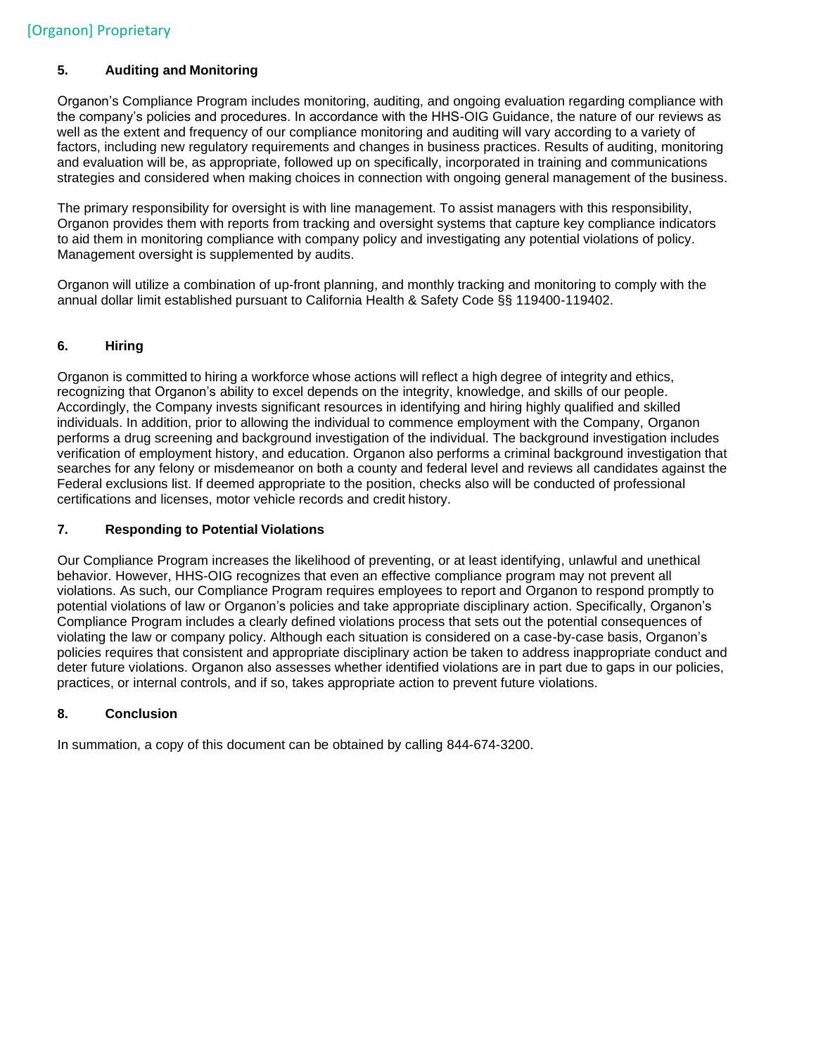## 5. Auditing and Monitoring

Organon's Compliance Program includes monitoring, auditing, and ongoing evaluation regarding compliance with the company's policies and procedures. In accordance with the HHS-OIG Guidance, the nature of our reviews as well as the extent and frequency of our compliance monitoring and auditing will vary according to a variety of factors, including new regulatory requirements and changes in business practices. Results of auditing, monitoring and evaluation will be, as appropriate, followed up on specifically, incorporated in training and communications strategies and considered when making choices in connection with ongoing general management of the business.

The primary responsibility for oversight is with line management. To assist managers with this responsibility, Organon provides them with reports from tracking and oversight systems that capture key compliance indicators to aid them in monitoring compliance with company policy and investigating any potential violations of policy. Management oversight is supplemented by audits.

Organon will utilize a combination of up-front planning, and monthly tracking and monitoring to comply with the annual dollar limit established pursuant to California Health & Safety Code §§ 119400-119402.

## 6. Hiring

Organon is committed to hiring a workforce whose actions will reflect a high degree of integrity and ethics, recognizing that Organon's ability to excel depends on the integrity, knowledge, and skills of our people. Accordingly, the Company invests significant resources in identifying and hiring highly qualified and skilled individuals. In addition, prior to allowing the individual to commence employment with the Company, Organon performs a drug screening and background investigation of the individual. The background investigation includes verification of employment history, and education. Organon also performs a criminal background investigation that searches for any felony or misdemeanor on both a county and federal level and reviews all candidates against the Federal exclusions list. If deemed appropriate to the position, checks also will be conducted of professional certifications and licenses, motor vehicle records and credit history.

## 7. Responding to Potential Violations

Our Compliance Program increases the likelihood of preventing, or at least identifying, unlawful and unethical behavior. However, HHS-OIG recognizes that even an effective compliance program may not prevent all violations. As such, our Compliance Program requires employees to report and Organon to respond promptly to potential violations of law or Organon's policies and take appropriate disciplinary action. Specifically, Organon's Compliance Program includes a clearly defined violations process that sets out the potential consequences of violating the law or company policy. Although each situation is considered on a case-by-case basis, Organon's policies requires that consistent and appropriate disciplinary action be taken to address inappropriate conduct and deter future violations. Organon also assesses whether identified violations are in part due to gaps in our policies, practices, or internal controls, and if so, takes appropriate action to prevent future violations.

## 8. Conclusion

In summation, a copy of this document can be obtained by calling 844-674-3200.